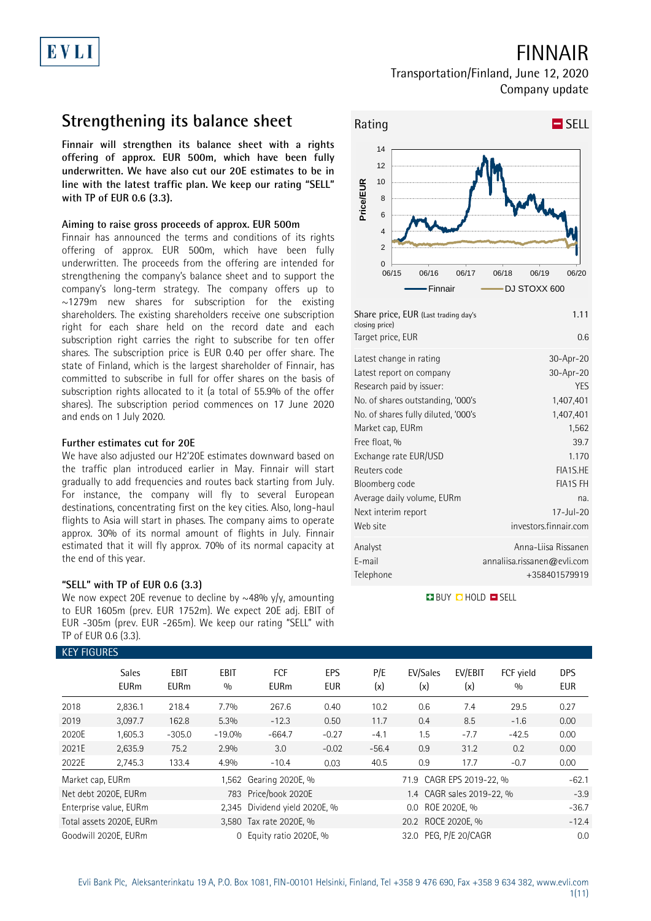# FINNAIR

Transportation/Finland, June 12, 2020
Company update

## Strengthening its balance sheet

**Finnair will strengthen its balance sheet with a rights offering of approx. EUR 500m, which have been fully underwritten. We have also cut our 20E estimates to be in line with the latest traffic plan. We keep our rating "SELL" with TP of EUR 0.6 (3.3).**

### Aiming to raise gross proceeds of approx. EUR 500m

Finnair has announced the terms and conditions of its rights offering of approx. EUR 500m, which have been fully underwritten. The proceeds from the offering are intended for strengthening the company's balance sheet and to support the company's long-term strategy. The company offers up to ~1279m new shares for subscription for the existing shareholders. The existing shareholders receive one subscription right for each share held on the record date and each subscription right carries the right to subscribe for ten offer shares. The subscription price is EUR 0.40 per offer share. The state of Finland, which is the largest shareholder of Finnair, has committed to subscribe in full for offer shares on the basis of subscription rights allocated to it (a total of 55.9% of the offer shares). The subscription period commences on 17 June 2020 and ends on 1 July 2020.

### Further estimates cut for 20E

We have also adjusted our H2'20E estimates downward based on the traffic plan introduced earlier in May. Finnair will start gradually to add frequencies and routes back starting from July. For instance, the company will fly to several European destinations, concentrating first on the key cities. Also, long-haul flights to Asia will start in phases. The company aims to operate approx. 30% of its normal amount of flights in July. Finnair estimated that it will fly approx. 70% of its normal capacity at the end of this year.

### "SELL" with TP of EUR 0.6 (3.3)

We now expect 20E revenue to decline by ~48% y/y, amounting to EUR 1605m (prev. EUR 1752m). We expect 20E adj. EBIT of EUR -305m (prev. EUR -265m). We keep our rating "SELL" with TP of EUR 0.6 (3.3).

**Rating: SELL**

| | |
|---|---|
| Share price, EUR (Last trading day's closing price) | 1.11 |
| Target price, EUR | 0.6 |
| Latest change in rating | 30-Apr-20 |
| Latest report on company | 30-Apr-20 |
| Research paid by issuer: | YES |
| No. of shares outstanding, '000's | 1,407,401 |
| No. of shares fully diluted, '000's | 1,407,401 |
| Market cap, EURm | 1,562 |
| Free float, % | 39.7 |
| Exchange rate EUR/USD | 1.170 |
| Reuters code | FIA1S.HE |
| Bloomberg code | FIA1S FH |
| Average daily volume, EURm | na. |
| Next interim report | 17-Jul-20 |
| Web site | investors.finnair.com |
| Analyst | Anna-Liisa Rissanen |
| E-mail | annaliisa.rissanen@evli.com |
| Telephone | +358401579919 |

### KEY FIGURES

| | Sales EURm | EBIT EURm | EBIT % | FCF EURm | EPS EUR | P/E (x) | EV/Sales (x) | EV/EBIT (x) | FCF yield % | DPS EUR |
|---|---|---|---|---|---|---|---|---|---|---|
| 2018 | 2,836.1 | 218.4 | 7.7% | 267.6 | 0.40 | 10.2 | 0.6 | 7.4 | 29.5 | 0.27 |
| 2019 | 3,097.7 | 162.8 | 5.3% | -12.3 | 0.50 | 11.7 | 0.4 | 8.5 | -1.6 | 0.00 |
| 2020E | 1,605.3 | -305.0 | -19.0% | -664.7 | -0.27 | -4.1 | 1.5 | -7.7 | -42.5 | 0.00 |
| 2021E | 2,635.9 | 75.2 | 2.9% | 3.0 | -0.02 | -56.4 | 0.9 | 31.2 | 0.2 | 0.00 |
| 2022E | 2,745.3 | 133.4 | 4.9% | -10.4 | 0.03 | 40.5 | 0.9 | 17.7 | -0.7 | 0.00 |

| | | | | | |
|---|---|---|---|---|---|
| Market cap, EURm | 1,562 | Gearing 2020E, % | 71.9 | CAGR EPS 2019-22, % | -62.1 |
| Net debt 2020E, EURm | 783 | Price/book 2020E | 1.4 | CAGR sales 2019-22, % | -3.9 |
| Enterprise value, EURm | 2,345 | Dividend yield 2020E, % | 0.0 | ROE 2020E, % | -36.7 |
| Total assets 2020E, EURm | 3,580 | Tax rate 2020E, % | 20.2 | ROCE 2020E, % | -12.4 |
| Goodwill 2020E, EURm | 0 | Equity ratio 2020E, % | 32.0 | PEG, P/E 20/CAGR | 0.0 |

Evli Bank Plc, Aleksanterinkatu 19 A, P.O. Box 1081, FIN-00101 Helsinki, Finland, Tel +358 9 476 690, Fax +358 9 634 382, www.evli.com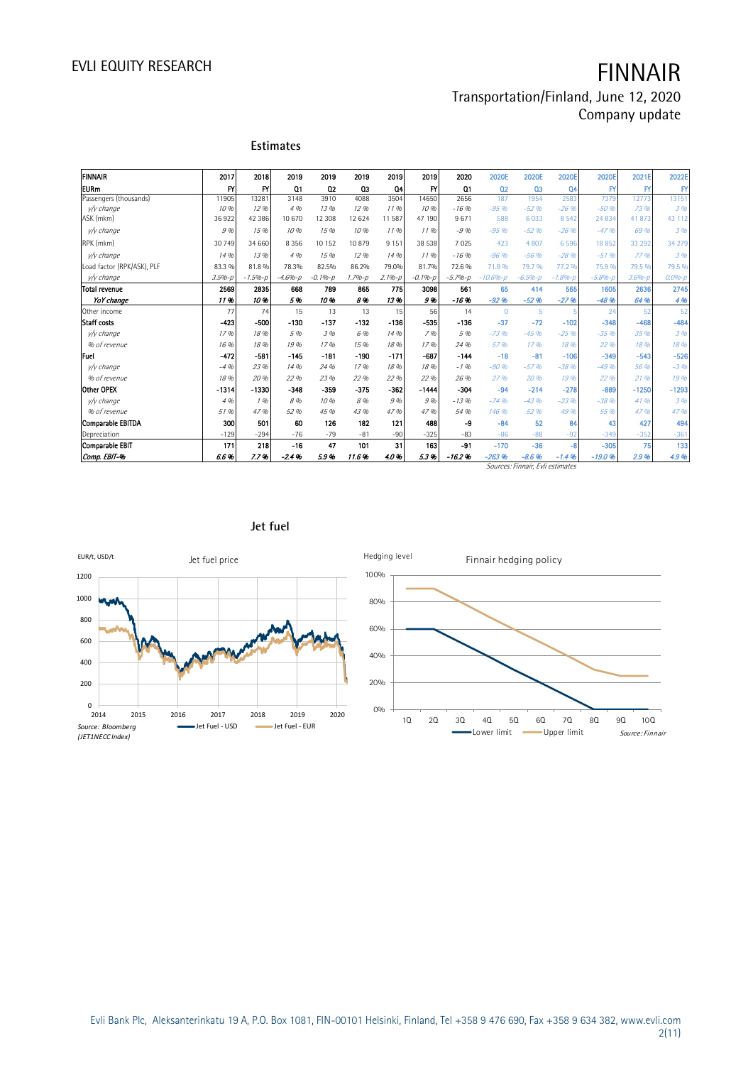## Estimates

| FINNAIR | 2017 | 2018 | 2019 | 2019 | 2019 | 2019 | 2019 | 2020 | 2020E | 2020E | 2020E | 2020E | 2021E | 2022E |
|---|---|---|---|---|---|---|---|---|---|---|---|---|---|---|
| EURm | FY | FY | Q1 | Q2 | Q3 | Q4 | FY | Q1 | Q2 | Q3 | Q4 | FY | FY | FY |
| Passengers (thousands) | 11905 | 13281 | 3148 | 3910 | 4088 | 3504 | 14650 | 2656 | 187 | 1954 | 2583 | 7379 | 12773 | 13151 |
| *y/y change* | *10 %* | *12 %* | *4 %* | *13 %* | *12 %* | *11 %* | *10 %* | *-16 %* | *-95 %* | *-52 %* | *-26 %* | *-50 %* | *73 %* | *3 %* |
| ASK (mkm) | 36 922 | 42 386 | 10 670 | 12 308 | 12 624 | 11 587 | 47 190 | 9 671 | 588 | 6 033 | 8 542 | 24 834 | 41 873 | 43 112 |
| *y/y change* | *9 %* | *15 %* | *10 %* | *15 %* | *10 %* | *11 %* | *11 %* | *-9 %* | *-95 %* | *-52 %* | *-26 %* | *-47 %* | *69 %* | *3 %* |
| RPK (mkm) | 30 749 | 34 660 | 8 356 | 10 152 | 10 879 | 9 151 | 38 538 | 7 025 | 423 | 4 807 | 6 596 | 18 852 | 33 292 | 34 279 |
| *y/y change* | *14 %* | *13 %* | *4 %* | *15 %* | *12 %* | *14 %* | *11 %* | *-16 %* | *-96 %* | *-56 %* | *-28 %* | *-51 %* | *77 %* | *3 %* |
| Load factor (RPK/ASK), PLF | 83.3 % | 81.8 % | 78.3% | 82.5% | 86.2% | 79.0% | 81.7% | 72.6 % | 71.9 % | 79.7 % | 77.2 % | 75.9 % | 79.5 % | 79.5 % |
| *y/y change* | *3.5%-p* | *-1.5%-p* | *-4.6%-p* | *-0.1%-p* | *1.7%-p* | *2.1%-p* | *-0.1%-p* | *-5.7%-p* | *-10.6%-p* | *-6.5%-p* | *-1.8%-p* | *-5.8%-p* | *3.6%-p* | *0.0%-p* |
| **Total revenue** | **2569** | **2835** | **668** | **789** | **865** | **775** | **3098** | **561** | **65** | **414** | **565** | **1605** | **2636** | **2745** |
| ***YoY change*** | ***11 %*** | ***10 %*** | ***5 %*** | ***10 %*** | ***8 %*** | ***13 %*** | ***9 %*** | ***-16 %*** | ***-92 %*** | ***-52 %*** | ***-27 %*** | ***-48 %*** | ***64 %*** | ***4 %*** |
| Other income | 77 | 74 | 15 | 13 | 13 | 15 | 56 | 14 | 0 | 5 | 5 | 24 | 52 | 52 |
| **Staff costs** | **-423** | **-500** | **-130** | **-137** | **-132** | **-136** | **-535** | **-136** | **-37** | **-72** | **-102** | **-348** | **-468** | **-484** |
| *y/y change* | *17 %* | *18 %* | *5 %* | *3 %* | *6 %* | *14 %* | *7 %* | *5 %* | *-73 %* | *-45 %* | *-25 %* | *-35 %* | *35 %* | *3 %* |
| *% of revenue* | *16 %* | *18 %* | *19 %* | *17 %* | *15 %* | *18 %* | *17 %* | *24 %* | *57 %* | *17 %* | *18 %* | *22 %* | *18 %* | *18 %* |
| **Fuel** | **-472** | **-581** | **-145** | **-181** | **-190** | **-171** | **-687** | **-144** | **-18** | **-81** | **-106** | **-349** | **-543** | **-526** |
| *y/y change* | *-4 %* | *23 %* | *14 %* | *24 %* | *17 %* | *18 %* | *18 %* | *-1 %* | *-90 %* | *-57 %* | *-38 %* | *-49 %* | *56 %* | *-3 %* |
| *% of revenue* | *18 %* | *20 %* | *22 %* | *23 %* | *22 %* | *22 %* | *22 %* | *26 %* | *27 %* | *20 %* | *19 %* | *22 %* | *21 %* | *19 %* |
| **Other OPEX** | **-1314** | **-1330** | **-348** | **-359** | **-375** | **-362** | **-1444** | **-304** | **-94** | **-214** | **-278** | **-889** | **-1250** | **-1293** |
| *y/y change* | *4 %* | *1 %* | *8 %* | *10 %* | *8 %* | *9 %* | *9 %* | *-13 %* | *-74 %* | *-43 %* | *-23 %* | *-38 %* | *41 %* | *3 %* |
| *% of revenue* | *51 %* | *47 %* | *52 %* | *45 %* | *43 %* | *47 %* | *47 %* | *54 %* | *146 %* | *52 %* | *49 %* | *55 %* | *47 %* | *47 %* |
| **Comparable EBITDA** | **300** | **501** | **60** | **126** | **182** | **121** | **488** | **-9** | **-84** | **52** | **84** | **43** | **427** | **494** |
| Depreciation | -129 | -294 | -76 | -79 | -81 | -90 | -325 | -83 | -86 | -88 | -92 | -349 | -352 | -361 |
| **Comparable EBIT** | **171** | **218** | **-16** | **47** | **101** | **31** | **163** | **-91** | **-170** | **-36** | **-8** | **-305** | **75** | **133** |
| ***Comp. EBIT-%*** | ***6.6 %*** | ***7.7 %*** | ***-2.4 %*** | ***5.9 %*** | ***11.6 %*** | ***4.0 %*** | ***5.3 %*** | ***-16.2 %*** | ***-263 %*** | ***-8.6 %*** | ***-1.4 %*** | ***-19.0 %*** | ***2.9 %*** | ***4.9 %*** |

*Sources: Finnair, Evli estimates*

## Jet fuel

Jet fuel price (EUR/t, USD/t) — Jet Fuel - USD, Jet Fuel - EUR

Source: Bloomberg (JET1NECC Index)

Finnair hedging policy (Hedging level) — Lower limit, Upper limit

Source: Finnair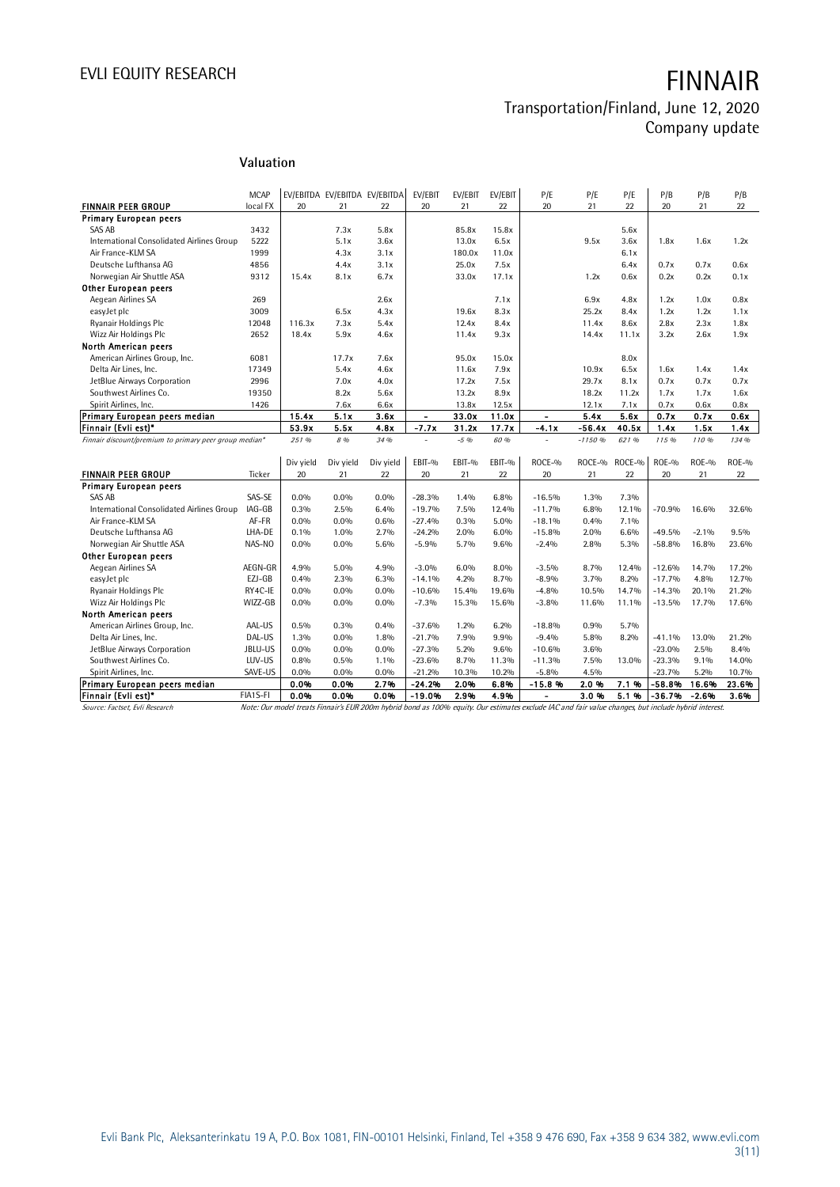## Valuation

| FINNAIR PEER GROUP | MCAP local FX | EV/EBITDA 20 | EV/EBITDA 21 | EV/EBITDA 22 | EV/EBIT 20 | EV/EBIT 21 | EV/EBIT 22 | P/E 20 | P/E 21 | P/E 22 | P/B 20 | P/B 21 | P/B 22 |
|---|---|---|---|---|---|---|---|---|---|---|---|---|---|
| **Primary European peers** | | | | | | | | | | | | | |
| SAS AB | 3432 | | 7.3x | 5.8x | | 85.8x | 15.8x | | | 5.6x | | | |
| International Consolidated Airlines Group | 5222 | | 5.1x | 3.6x | | 13.0x | 6.5x | | 9.5x | 3.6x | 1.8x | 1.6x | 1.2x |
| Air France-KLM SA | 1999 | | 4.3x | 3.1x | | 180.0x | 11.0x | | | 6.1x | | | |
| Deutsche Lufthansa AG | 4856 | | 4.4x | 3.1x | | 25.0x | 7.5x | | | 6.4x | 0.7x | 0.7x | 0.6x |
| Norwegian Air Shuttle ASA | 9312 | 15.4x | 8.1x | 6.7x | | 33.0x | 17.1x | | 1.2x | 0.6x | 0.2x | 0.2x | 0.1x |
| **Other European peers** | | | | | | | | | | | | | |
| Aegean Airlines SA | 269 | | | 2.6x | | | 7.1x | | 6.9x | 4.8x | 1.2x | 1.0x | 0.8x |
| easyJet plc | 3009 | | 6.5x | 4.3x | | 19.6x | 8.3x | | 25.2x | 8.4x | 1.2x | 1.2x | 1.1x |
| Ryanair Holdings Plc | 12048 | 116.3x | 7.3x | 5.4x | | 12.4x | 8.4x | | 11.4x | 8.6x | 2.8x | 2.3x | 1.8x |
| Wizz Air Holdings Plc | 2652 | 18.4x | 5.9x | 4.6x | | 11.4x | 9.3x | | 14.4x | 11.1x | 3.2x | 2.6x | 1.9x |
| **North American peers** | | | | | | | | | | | | | |
| American Airlines Group, Inc. | 6081 | | 17.7x | 7.6x | | 95.0x | 15.0x | | | 8.0x | | | |
| Delta Air Lines, Inc. | 17349 | | 5.4x | 4.6x | | 11.6x | 7.9x | | 10.9x | 6.5x | 1.6x | 1.4x | 1.4x |
| JetBlue Airways Corporation | 2996 | | 7.0x | 4.0x | | 17.2x | 7.5x | | 29.7x | 8.1x | 0.7x | 0.7x | 0.7x |
| Southwest Airlines Co. | 19350 | | 8.2x | 5.6x | | 13.2x | 8.9x | | 18.2x | 11.2x | 1.7x | 1.7x | 1.6x |
| Spirit Airlines, Inc. | 1426 | | 7.6x | 6.6x | | 13.8x | 12.5x | | 12.1x | 7.1x | 0.7x | 0.6x | 0.8x |
| **Primary European peers median** | | **15.4x** | **5.1x** | **3.6x** | **-** | **33.0x** | **11.0x** | **-** | **5.4x** | **5.6x** | **0.7x** | **0.7x** | **0.6x** |
| **Finnair (Evli est)*** | | **53.9x** | **5.5x** | **4.8x** | **-7.7x** | **31.2x** | **17.7x** | **-4.1x** | **-56.4x** | **40.5x** | **1.4x** | **1.5x** | **1.4x** |
| *Finnair discount/premium to primary peer group median** | | *251 %* | *8 %* | *34 %* | *-* | *-5 %* | *60 %* | *-* | *-1150 %* | *621 %* | *115 %* | *110 %* | *134 %* |

| FINNAIR PEER GROUP | Ticker | Div yield 20 | Div yield 21 | Div yield 22 | EBIT-% 20 | EBIT-% 21 | EBIT-% 22 | ROCE-% 20 | ROCE-% 21 | ROCE-% 22 | ROE-% 20 | ROE-% 21 | ROE-% 22 |
|---|---|---|---|---|---|---|---|---|---|---|---|---|---|
| **Primary European peers** | | | | | | | | | | | | | |
| SAS AB | SAS-SE | 0.0% | 0.0% | 0.0% | -28.3% | 1.4% | 6.8% | -16.5% | 1.3% | 7.3% | | | |
| International Consolidated Airlines Group | IAG-GB | 0.3% | 2.5% | 6.4% | -19.7% | 7.5% | 12.4% | -11.7% | 6.8% | 12.1% | -70.9% | 16.6% | 32.6% |
| Air France-KLM SA | AF-FR | 0.0% | 0.0% | 0.6% | -27.4% | 0.3% | 5.0% | -18.1% | 0.4% | 7.1% | | | |
| Deutsche Lufthansa AG | LHA-DE | 0.1% | 1.0% | 2.7% | -24.2% | 2.0% | 6.0% | -15.8% | 2.0% | 6.6% | -49.5% | -2.1% | 9.5% |
| Norwegian Air Shuttle ASA | NAS-NO | 0.0% | 0.0% | 5.6% | -5.9% | 5.7% | 9.6% | -2.4% | 2.8% | 5.3% | -58.8% | 16.8% | 23.6% |
| **Other European peers** | | | | | | | | | | | | | |
| Aegean Airlines SA | AEGN-GR | 4.9% | 5.0% | 4.9% | -3.0% | 6.0% | 8.0% | -3.5% | 8.7% | 12.4% | -12.6% | 14.7% | 17.2% |
| easyJet plc | EZJ-GB | 0.4% | 2.3% | 6.3% | -14.1% | 4.2% | 8.7% | -8.9% | 3.7% | 8.2% | -17.7% | 4.8% | 12.7% |
| Ryanair Holdings Plc | RY4C-IE | 0.0% | 0.0% | 0.0% | -10.6% | 15.4% | 19.6% | -4.8% | 10.5% | 14.7% | -14.3% | 20.1% | 21.2% |
| Wizz Air Holdings Plc | WIZZ-GB | 0.0% | 0.0% | 0.0% | -7.3% | 15.3% | 15.6% | -3.8% | 11.6% | 11.1% | -13.5% | 17.7% | 17.6% |
| **North American peers** | | | | | | | | | | | | | |
| American Airlines Group, Inc. | AAL-US | 0.5% | 0.3% | 0.4% | -37.6% | 1.2% | 6.2% | -18.8% | 0.9% | 5.7% | | | |
| Delta Air Lines, Inc. | DAL-US | 1.3% | 0.0% | 1.8% | -21.7% | 7.9% | 9.9% | -9.4% | 5.8% | 8.2% | -41.1% | 13.0% | 21.2% |
| JetBlue Airways Corporation | JBLU-US | 0.0% | 0.0% | 0.0% | -27.3% | 5.2% | 9.6% | -10.6% | 3.6% | | -23.0% | 2.5% | 8.4% |
| Southwest Airlines Co. | LUV-US | 0.8% | 0.5% | 1.1% | -23.6% | 8.7% | 11.3% | -11.3% | 7.5% | 13.0% | -23.3% | 9.1% | 14.0% |
| Spirit Airlines, Inc. | SAVE-US | 0.0% | 0.0% | 0.0% | -21.2% | 10.3% | 10.2% | -5.8% | 4.5% | | -23.7% | 5.2% | 10.7% |
| **Primary European peers median** | | **0.0%** | **0.0%** | **2.7%** | **-24.2%** | **2.0%** | **6.8%** | **-15.8 %** | **2.0 %** | **7.1 %** | **-58.8%** | **16.6%** | **23.6%** |
| **Finnair (Evli est)*** | FIA1S-FI | **0.0%** | **0.0%** | **0.0%** | **-19.0%** | **2.9%** | **4.9%** | **-** | **3.0 %** | **5.1 %** | **-36.7%** | **-2.6%** | **3.6%** |

Source: Factset, Evli Research

*Note: Our model treats Finnair's EUR 200m hybrid bond as 100% equity. Our estimates exclude IAC and fair value changes, but include hybrid interest.*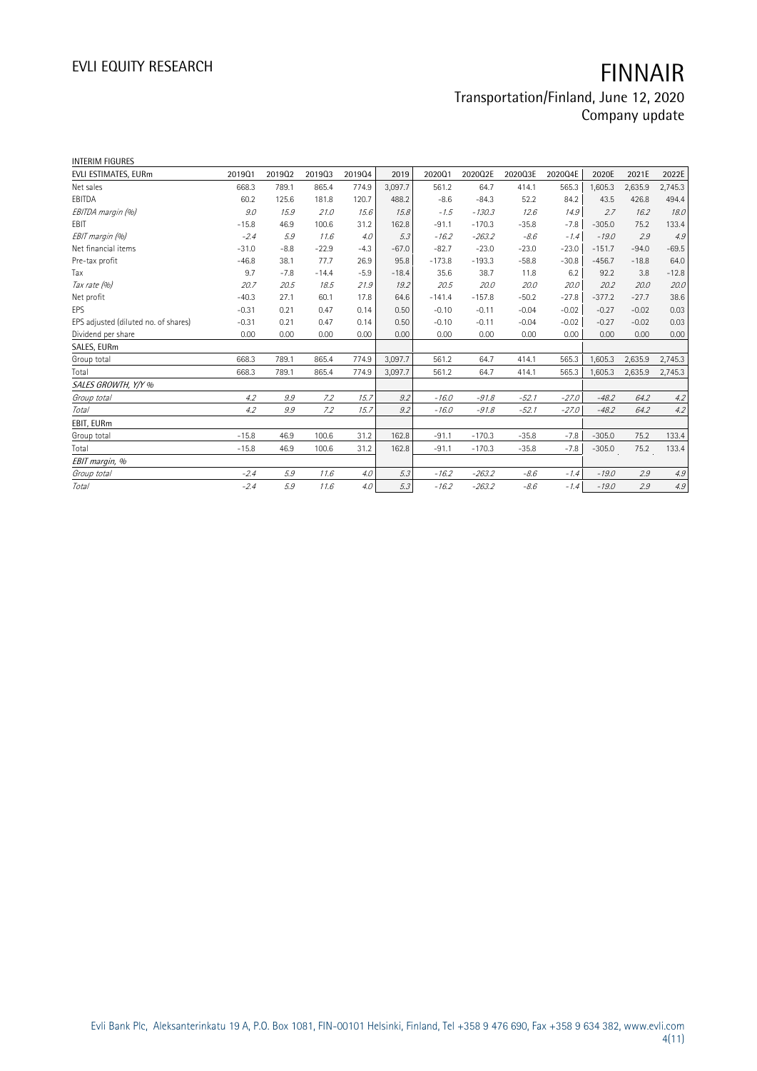# FINNAIR

Transportation/Finland, June 12, 2020
Company update

INTERIM FIGURES

| EVLI ESTIMATES, EURm | 2019Q1 | 2019Q2 | 2019Q3 | 2019Q4 | 2019 | 2020Q1 | 2020Q2E | 2020Q3E | 2020Q4E | 2020E | 2021E | 2022E |
|---|---|---|---|---|---|---|---|---|---|---|---|---|
| Net sales | 668.3 | 789.1 | 865.4 | 774.9 | 3,097.7 | 561.2 | 64.7 | 414.1 | 565.3 | 1,605.3 | 2,635.9 | 2,745.3 |
| EBITDA | 60.2 | 125.6 | 181.8 | 120.7 | 488.2 | -8.6 | -84.3 | 52.2 | 84.2 | 43.5 | 426.8 | 494.4 |
| *EBITDA margin (%)* | *9.0* | *15.9* | *21.0* | *15.6* | *15.8* | *-1.5* | *-130.3* | *12.6* | *14.9* | *2.7* | *16.2* | *18.0* |
| EBIT | -15.8 | 46.9 | 100.6 | 31.2 | 162.8 | -91.1 | -170.3 | -35.8 | -7.8 | -305.0 | 75.2 | 133.4 |
| *EBIT margin (%)* | *-2.4* | *5.9* | *11.6* | *4.0* | *5.3* | *-16.2* | *-263.2* | *-8.6* | *-1.4* | *-19.0* | *2.9* | *4.9* |
| Net financial items | -31.0 | -8.8 | -22.9 | -4.3 | -67.0 | -82.7 | -23.0 | -23.0 | -23.0 | -151.7 | -94.0 | -69.5 |
| Pre-tax profit | -46.8 | 38.1 | 77.7 | 26.9 | 95.8 | -173.8 | -193.3 | -58.8 | -30.8 | -456.7 | -18.8 | 64.0 |
| Tax | 9.7 | -7.8 | -14.4 | -5.9 | -18.4 | 35.6 | 38.7 | 11.8 | 6.2 | 92.2 | 3.8 | -12.8 |
| *Tax rate (%)* | *20.7* | *20.5* | *18.5* | *21.9* | *19.2* | *20.5* | *20.0* | *20.0* | *20.0* | *20.2* | *20.0* | *20.0* |
| Net profit | -40.3 | 27.1 | 60.1 | 17.8 | 64.6 | -141.4 | -157.8 | -50.2 | -27.8 | -377.2 | -27.7 | 38.6 |
| EPS | -0.31 | 0.21 | 0.47 | 0.14 | 0.50 | -0.10 | -0.11 | -0.04 | -0.02 | -0.27 | -0.02 | 0.03 |
| EPS adjusted (diluted no. of shares) | -0.31 | 0.21 | 0.47 | 0.14 | 0.50 | -0.10 | -0.11 | -0.04 | -0.02 | -0.27 | -0.02 | 0.03 |
| Dividend per share | 0.00 | 0.00 | 0.00 | 0.00 | 0.00 | 0.00 | 0.00 | 0.00 | 0.00 | 0.00 | 0.00 | 0.00 |
| SALES, EURm | | | | | | | | | | | | |
| Group total | 668.3 | 789.1 | 865.4 | 774.9 | 3,097.7 | 561.2 | 64.7 | 414.1 | 565.3 | 1,605.3 | 2,635.9 | 2,745.3 |
| Total | 668.3 | 789.1 | 865.4 | 774.9 | 3,097.7 | 561.2 | 64.7 | 414.1 | 565.3 | 1,605.3 | 2,635.9 | 2,745.3 |
| *SALES GROWTH, Y/Y %* | | | | | | | | | | | | |
| *Group total* | *4.2* | *9.9* | *7.2* | *15.7* | *9.2* | *-16.0* | *-91.8* | *-52.1* | *-27.0* | *-48.2* | *64.2* | *4.2* |
| *Total* | *4.2* | *9.9* | *7.2* | *15.7* | *9.2* | *-16.0* | *-91.8* | *-52.1* | *-27.0* | *-48.2* | *64.2* | *4.2* |
| EBIT, EURm | | | | | | | | | | | | |
| Group total | -15.8 | 46.9 | 100.6 | 31.2 | 162.8 | -91.1 | -170.3 | -35.8 | -7.8 | -305.0 | 75.2 | 133.4 |
| Total | -15.8 | 46.9 | 100.6 | 31.2 | 162.8 | -91.1 | -170.3 | -35.8 | -7.8 | -305.0 | 75.2 | 133.4 |
| *EBIT margin, %* | | | | | | | | | | | | |
| *Group total* | *-2.4* | *5.9* | *11.6* | *4.0* | *5.3* | *-16.2* | *-263.2* | *-8.6* | *-1.4* | *-19.0* | *2.9* | *4.9* |
| *Total* | *-2.4* | *5.9* | *11.6* | *4.0* | *5.3* | *-16.2* | *-263.2* | *-8.6* | *-1.4* | *-19.0* | *2.9* | *4.9* |

Evli Bank Plc, Aleksanterinkatu 19 A, P.O. Box 1081, FIN-00101 Helsinki, Finland, Tel +358 9 476 690, Fax +358 9 634 382, www.evli.com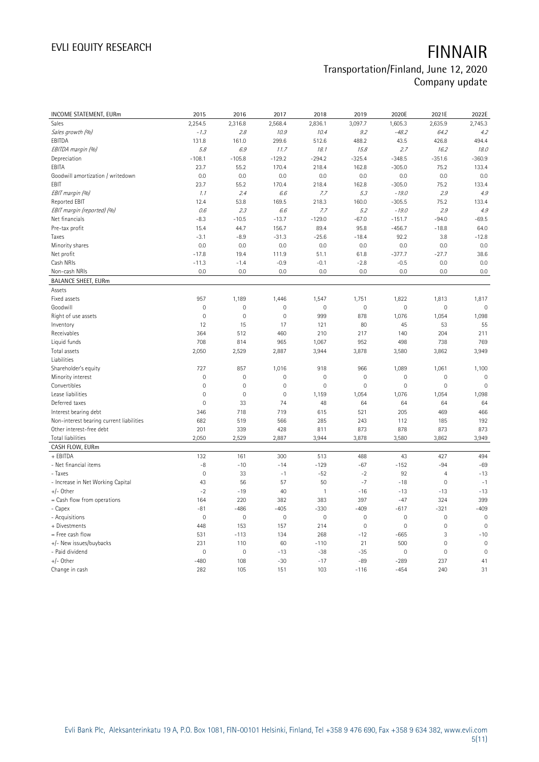| INCOME STATEMENT, EURm | 2015 | 2016 | 2017 | 2018 | 2019 | 2020E | 2021E | 2022E |
|---|---|---|---|---|---|---|---|---|
| Sales | 2,254.5 | 2,316.8 | 2,568.4 | 2,836.1 | 3,097.7 | 1,605.3 | 2,635.9 | 2,745.3 |
| *Sales growth (%)* | *-1.3* | *2.8* | *10.9* | *10.4* | *9.2* | *-48.2* | *64.2* | *4.2* |
| EBITDA | 131.8 | 161.0 | 299.6 | 512.6 | 488.2 | 43.5 | 426.8 | 494.4 |
| *EBITDA margin (%)* | *5.8* | *6.9* | *11.7* | *18.1* | *15.8* | *2.7* | *16.2* | *18.0* |
| Depreciation | -108.1 | -105.8 | -129.2 | -294.2 | -325.4 | -348.5 | -351.6 | -360.9 |
| EBITA | 23.7 | 55.2 | 170.4 | 218.4 | 162.8 | -305.0 | 75.2 | 133.4 |
| Goodwill amortization / writedown | 0.0 | 0.0 | 0.0 | 0.0 | 0.0 | 0.0 | 0.0 | 0.0 |
| EBIT | 23.7 | 55.2 | 170.4 | 218.4 | 162.8 | -305.0 | 75.2 | 133.4 |
| *EBIT margin (%)* | *1.1* | *2.4* | *6.6* | *7.7* | *5.3* | *-19.0* | *2.9* | *4.9* |
| Reported EBIT | 12.4 | 53.8 | 169.5 | 218.3 | 160.0 | -305.5 | 75.2 | 133.4 |
| *EBIT margin (reported) (%)* | *0.6* | *2.3* | *6.6* | *7.7* | *5.2* | *-19.0* | *2.9* | *4.9* |
| Net financials | -8.3 | -10.5 | -13.7 | -129.0 | -67.0 | -151.7 | -94.0 | -69.5 |
| Pre-tax profit | 15.4 | 44.7 | 156.7 | 89.4 | 95.8 | -456.7 | -18.8 | 64.0 |
| Taxes | -3.1 | -8.9 | -31.3 | -25.6 | -18.4 | 92.2 | 3.8 | -12.8 |
| Minority shares | 0.0 | 0.0 | 0.0 | 0.0 | 0.0 | 0.0 | 0.0 | 0.0 |
| Net profit | -17.8 | 19.4 | 111.9 | 51.1 | 61.8 | -377.7 | -27.7 | 38.6 |
| Cash NRIs | -11.3 | -1.4 | -0.9 | -0.1 | -2.8 | -0.5 | 0.0 | 0.0 |
| Non-cash NRIs | 0.0 | 0.0 | 0.0 | 0.0 | 0.0 | 0.0 | 0.0 | 0.0 |
| **BALANCE SHEET, EURm** | | | | | | | | |
| Assets | | | | | | | | |
| Fixed assets | 957 | 1,189 | 1,446 | 1,547 | 1,751 | 1,822 | 1,813 | 1,817 |
| Goodwill | 0 | 0 | 0 | 0 | 0 | 0 | 0 | 0 |
| Right of use assets | 0 | 0 | 0 | 999 | 878 | 1,076 | 1,054 | 1,098 |
| Inventory | 12 | 15 | 17 | 121 | 80 | 45 | 53 | 55 |
| Receivables | 364 | 512 | 460 | 210 | 217 | 140 | 204 | 211 |
| Liquid funds | 708 | 814 | 965 | 1,067 | 952 | 498 | 738 | 769 |
| Total assets | 2,050 | 2,529 | 2,887 | 3,944 | 3,878 | 3,580 | 3,862 | 3,949 |
| Liabilities | | | | | | | | |
| Shareholder's equity | 727 | 857 | 1,016 | 918 | 966 | 1,089 | 1,061 | 1,100 |
| Minority interest | 0 | 0 | 0 | 0 | 0 | 0 | 0 | 0 |
| Convertibles | 0 | 0 | 0 | 0 | 0 | 0 | 0 | 0 |
| Lease liabilities | 0 | 0 | 0 | 1,159 | 1,054 | 1,076 | 1,054 | 1,098 |
| Deferred taxes | 0 | 33 | 74 | 48 | 64 | 64 | 64 | 64 |
| Interest bearing debt | 346 | 718 | 719 | 615 | 521 | 205 | 469 | 466 |
| Non-interest bearing current liabilities | 682 | 519 | 566 | 285 | 243 | 112 | 185 | 192 |
| Other interest-free debt | 201 | 339 | 428 | 811 | 873 | 878 | 873 | 873 |
| Total liabilities | 2,050 | 2,529 | 2,887 | 3,944 | 3,878 | 3,580 | 3,862 | 3,949 |
| **CASH FLOW, EURm** | | | | | | | | |
| + EBITDA | 132 | 161 | 300 | 513 | 488 | 43 | 427 | 494 |
| - Net financial items | -8 | -10 | -14 | -129 | -67 | -152 | -94 | -69 |
| - Taxes | 0 | 33 | -1 | -52 | -2 | 92 | 4 | -13 |
| - Increase in Net Working Capital | 43 | 56 | 57 | 50 | -7 | -18 | 0 | -1 |
| +/- Other | -2 | -19 | 40 | 1 | -16 | -13 | -13 | -13 |
| = Cash flow from operations | 164 | 220 | 382 | 383 | 397 | -47 | 324 | 399 |
| - Capex | -81 | -486 | -405 | -330 | -409 | -617 | -321 | -409 |
| - Acquisitions | 0 | 0 | 0 | 0 | 0 | 0 | 0 | 0 |
| + Divestments | 448 | 153 | 157 | 214 | 0 | 0 | 0 | 0 |
| = Free cash flow | 531 | -113 | 134 | 268 | -12 | -665 | 3 | -10 |
| +/- New issues/buybacks | 231 | 110 | 60 | -110 | 21 | 500 | 0 | 0 |
| - Paid dividend | 0 | 0 | -13 | -38 | -35 | 0 | 0 | 0 |
| +/- Other | -480 | 108 | -30 | -17 | -89 | -289 | 237 | 41 |
| Change in cash | 282 | 105 | 151 | 103 | -116 | -454 | 240 | 31 |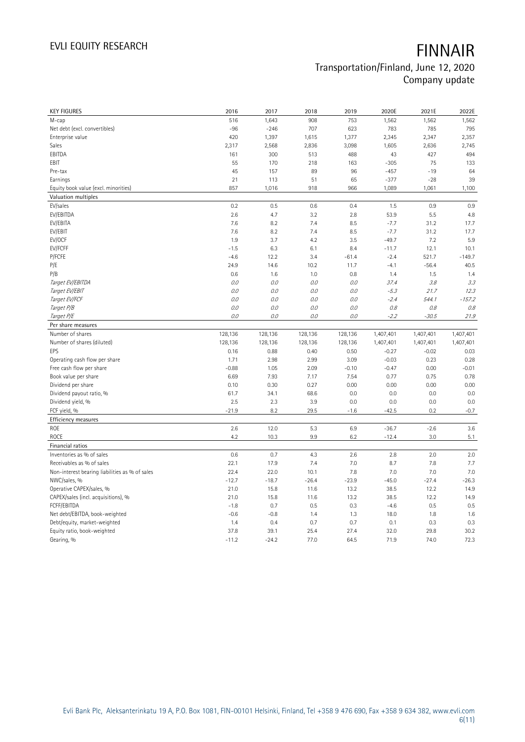# FINNAIR

## Transportation/Finland, June 12, 2020
## Company update

| KEY FIGURES | 2016 | 2017 | 2018 | 2019 | 2020E | 2021E | 2022E |
|---|---|---|---|---|---|---|---|
| M-cap | 516 | 1,643 | 908 | 753 | 1,562 | 1,562 | 1,562 |
| Net debt (excl. convertibles) | -96 | -246 | 707 | 623 | 783 | 785 | 795 |
| Enterprise value | 420 | 1,397 | 1,615 | 1,377 | 2,345 | 2,347 | 2,357 |
| Sales | 2,317 | 2,568 | 2,836 | 3,098 | 1,605 | 2,636 | 2,745 |
| EBITDA | 161 | 300 | 513 | 488 | 43 | 427 | 494 |
| EBIT | 55 | 170 | 218 | 163 | -305 | 75 | 133 |
| Pre-tax | 45 | 157 | 89 | 96 | -457 | -19 | 64 |
| Earnings | 21 | 113 | 51 | 65 | -377 | -28 | 39 |
| Equity book value (excl. minorities) | 857 | 1,016 | 918 | 966 | 1,089 | 1,061 | 1,100 |
| **Valuation multiples** | | | | | | | |
| EV/sales | 0.2 | 0.5 | 0.6 | 0.4 | 1.5 | 0.9 | 0.9 |
| EV/EBITDA | 2.6 | 4.7 | 3.2 | 2.8 | 53.9 | 5.5 | 4.8 |
| EV/EBITA | 7.6 | 8.2 | 7.4 | 8.5 | -7.7 | 31.2 | 17.7 |
| EV/EBIT | 7.6 | 8.2 | 7.4 | 8.5 | -7.7 | 31.2 | 17.7 |
| EV/OCF | 1.9 | 3.7 | 4.2 | 3.5 | -49.7 | 7.2 | 5.9 |
| EV/FCFF | -1.5 | 6.3 | 6.1 | 8.4 | -11.7 | 12.1 | 10.1 |
| P/FCFE | -4.6 | 12.2 | 3.4 | -61.4 | -2.4 | 521.7 | -149.7 |
| P/E | 24.9 | 14.6 | 10.2 | 11.7 | -4.1 | -56.4 | 40.5 |
| P/B | 0.6 | 1.6 | 1.0 | 0.8 | 1.4 | 1.5 | 1.4 |
| *Target EV/EBITDA* | *0.0* | *0.0* | *0.0* | *0.0* | *37.4* | *3.8* | *3.3* |
| *Target EV/EBIT* | *0.0* | *0.0* | *0.0* | *0.0* | *-5.3* | *21.7* | *12.3* |
| *Target EV/FCF* | *0.0* | *0.0* | *0.0* | *0.0* | *-2.4* | *544.1* | *-157.2* |
| *Target P/B* | *0.0* | *0.0* | *0.0* | *0.0* | *0.8* | *0.8* | *0.8* |
| *Target P/E* | *0.0* | *0.0* | *0.0* | *0.0* | *-2.2* | *-30.5* | *21.9* |
| **Per share measures** | | | | | | | |
| Number of shares | 128,136 | 128,136 | 128,136 | 128,136 | 1,407,401 | 1,407,401 | 1,407,401 |
| Number of shares (diluted) | 128,136 | 128,136 | 128,136 | 128,136 | 1,407,401 | 1,407,401 | 1,407,401 |
| EPS | 0.16 | 0.88 | 0.40 | 0.50 | -0.27 | -0.02 | 0.03 |
| Operating cash flow per share | 1.71 | 2.98 | 2.99 | 3.09 | -0.03 | 0.23 | 0.28 |
| Free cash flow per share | -0.88 | 1.05 | 2.09 | -0.10 | -0.47 | 0.00 | -0.01 |
| Book value per share | 6.69 | 7.93 | 7.17 | 7.54 | 0.77 | 0.75 | 0.78 |
| Dividend per share | 0.10 | 0.30 | 0.27 | 0.00 | 0.00 | 0.00 | 0.00 |
| Dividend payout ratio, % | 61.7 | 34.1 | 68.6 | 0.0 | 0.0 | 0.0 | 0.0 |
| Dividend yield, % | 2.5 | 2.3 | 3.9 | 0.0 | 0.0 | 0.0 | 0.0 |
| FCF yield, % | -21.9 | 8.2 | 29.5 | -1.6 | -42.5 | 0.2 | -0.7 |
| **Efficiency measures** | | | | | | | |
| ROE | 2.6 | 12.0 | 5.3 | 6.9 | -36.7 | -2.6 | 3.6 |
| ROCE | 4.2 | 10.3 | 9.9 | 6.2 | -12.4 | 3.0 | 5.1 |
| **Financial ratios** | | | | | | | |
| Inventories as % of sales | 0.6 | 0.7 | 4.3 | 2.6 | 2.8 | 2.0 | 2.0 |
| Receivables as % of sales | 22.1 | 17.9 | 7.4 | 7.0 | 8.7 | 7.8 | 7.7 |
| Non-interest bearing liabilities as % of sales | 22.4 | 22.0 | 10.1 | 7.8 | 7.0 | 7.0 | 7.0 |
| NWC/sales, % | -12.7 | -18.7 | -26.4 | -23.9 | -45.0 | -27.4 | -26.3 |
| Operative CAPEX/sales, % | 21.0 | 15.8 | 11.6 | 13.2 | 38.5 | 12.2 | 14.9 |
| CAPEX/sales (incl. acquisitions), % | 21.0 | 15.8 | 11.6 | 13.2 | 38.5 | 12.2 | 14.9 |
| FCFF/EBITDA | -1.8 | 0.7 | 0.5 | 0.3 | -4.6 | 0.5 | 0.5 |
| Net debt/EBITDA, book-weighted | -0.6 | -0.8 | 1.4 | 1.3 | 18.0 | 1.8 | 1.6 |
| Debt/equity, market-weighted | 1.4 | 0.4 | 0.7 | 0.7 | 0.1 | 0.3 | 0.3 |
| Equity ratio, book-weighted | 37.8 | 39.1 | 25.4 | 27.4 | 32.0 | 29.8 | 30.2 |
| Gearing, % | -11.2 | -24.2 | 77.0 | 64.5 | 71.9 | 74.0 | 72.3 |

Evli Bank Plc, Aleksanterinkatu 19 A, P.O. Box 1081, FIN-00101 Helsinki, Finland, Tel +358 9 476 690, Fax +358 9 634 382, www.evli.com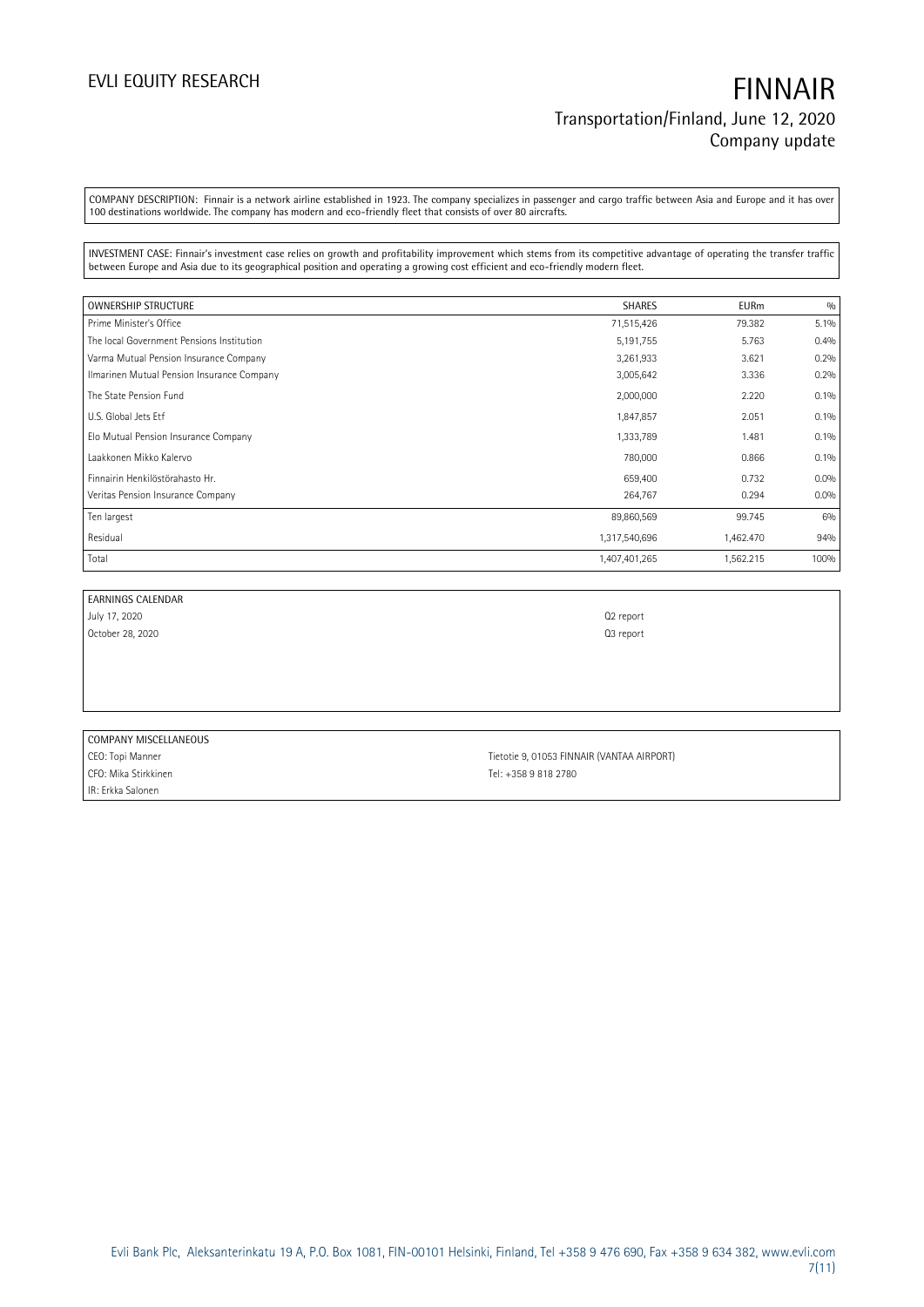COMPANY DESCRIPTION: Finnair is a network airline established in 1923. The company specializes in passenger and cargo traffic between Asia and Europe and it has over 100 destinations worldwide. The company has modern and eco-friendly fleet that consists of over 80 aircrafts.

INVESTMENT CASE: Finnair's investment case relies on growth and profitability improvement which stems from its competitive advantage of operating the transfer traffic between Europe and Asia due to its geographical position and operating a growing cost efficient and eco-friendly modern fleet.

| OWNERSHIP STRUCTURE | SHARES | EURm | % |
|---|---|---|---|
| Prime Minister's Office | 71,515,426 | 79.382 | 5.1% |
| The local Government Pensions Institution | 5,191,755 | 5.763 | 0.4% |
| Varma Mutual Pension Insurance Company | 3,261,933 | 3.621 | 0.2% |
| Ilmarinen Mutual Pension Insurance Company | 3,005,642 | 3.336 | 0.2% |
| The State Pension Fund | 2,000,000 | 2.220 | 0.1% |
| U.S. Global Jets Etf | 1,847,857 | 2.051 | 0.1% |
| Elo Mutual Pension Insurance Company | 1,333,789 | 1.481 | 0.1% |
| Laakkonen Mikko Kalervo | 780,000 | 0.866 | 0.1% |
| Finnairin Henkilöstörahasto Hr. | 659,400 | 0.732 | 0.0% |
| Veritas Pension Insurance Company | 264,767 | 0.294 | 0.0% |
| Ten largest | 89,860,569 | 99.745 | 6% |
| Residual | 1,317,540,696 | 1,462.470 | 94% |
| Total | 1,407,401,265 | 1,562.215 | 100% |

| EARNINGS CALENDAR | |
|---|---|
| July 17, 2020 | Q2 report |
| October 28, 2020 | Q3 report |

| COMPANY MISCELLANEOUS | |
|---|---|
| CEO: Topi Manner | Tietotie 9, 01053 FINNAIR (VANTAA AIRPORT) |
| CFO: Mika Stirkkinen | Tel: +358 9 818 2780 |
| IR: Erkka Salonen | |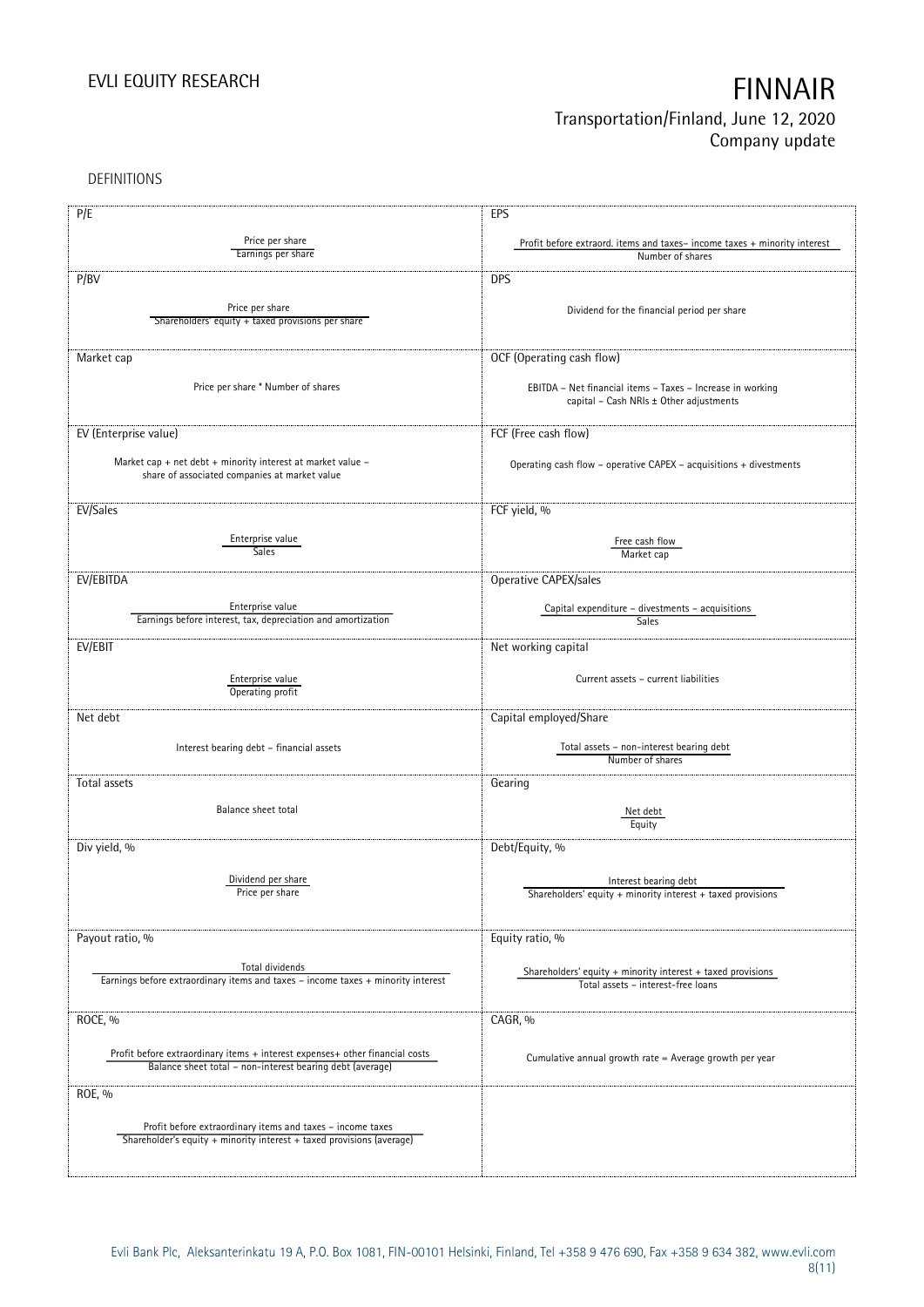DEFINITIONS

| P/E | EPS |
|---|---|
| $\frac{\text{Price per share}}{\text{Earnings per share}}$ | $\frac{\text{Profit before extraord. items and taxes– income taxes + minority interest}}{\text{Number of shares}}$ |
| **P/BV** | **DPS** |
| $\frac{\text{Price per share}}{\text{Shareholders' equity + taxed provisions per share}}$ | Dividend for the financial period per share |
| **Market cap** | **OCF (Operating cash flow)** |
| Price per share * Number of shares | EBITDA – Net financial items – Taxes – Increase in working capital – Cash NRIs ± Other adjustments |
| **EV (Enterprise value)** | **FCF (Free cash flow)** |
| Market cap + net debt + minority interest at market value – share of associated companies at market value | Operating cash flow – operative CAPEX – acquisitions + divestments |
| **EV/Sales** | **FCF yield, %** |
| $\frac{\text{Enterprise value}}{\text{Sales}}$ | $\frac{\text{Free cash flow}}{\text{Market cap}}$ |
| **EV/EBITDA** | **Operative CAPEX/sales** |
| $\frac{\text{Enterprise value}}{\text{Earnings before interest, tax, depreciation and amortization}}$ | $\frac{\text{Capital expenditure – divestments – acquisitions}}{\text{Sales}}$ |
| **EV/EBIT** | **Net working capital** |
| $\frac{\text{Enterprise value}}{\text{Operating profit}}$ | Current assets – current liabilities |
| **Net debt** | **Capital employed/Share** |
| Interest bearing debt – financial assets | $\frac{\text{Total assets – non-interest bearing debt}}{\text{Number of shares}}$ |
| **Total assets** | **Gearing** |
| Balance sheet total | $\frac{\text{Net debt}}{\text{Equity}}$ |
| **Div yield, %** | **Debt/Equity, %** |
| $\frac{\text{Dividend per share}}{\text{Price per share}}$ | $\frac{\text{Interest bearing debt}}{\text{Shareholders' equity + minority interest + taxed provisions}}$ |
| **Payout ratio, %** | **Equity ratio, %** |
| $\frac{\text{Total dividends}}{\text{Earnings before extraordinary items and taxes – income taxes + minority interest}}$ | $\frac{\text{Shareholders' equity + minority interest + taxed provisions}}{\text{Total assets – interest-free loans}}$ |
| **ROCE, %** | **CAGR, %** |
| $\frac{\text{Profit before extraordinary items + interest expenses+ other financial costs}}{\text{Balance sheet total – non-interest bearing debt (average)}}$ | Cumulative annual growth rate = Average growth per year |
| **ROE, %** | |
| $\frac{\text{Profit before extraordinary items and taxes – income taxes}}{\text{Shareholder's equity + minority interest + taxed provisions (average)}}$ | |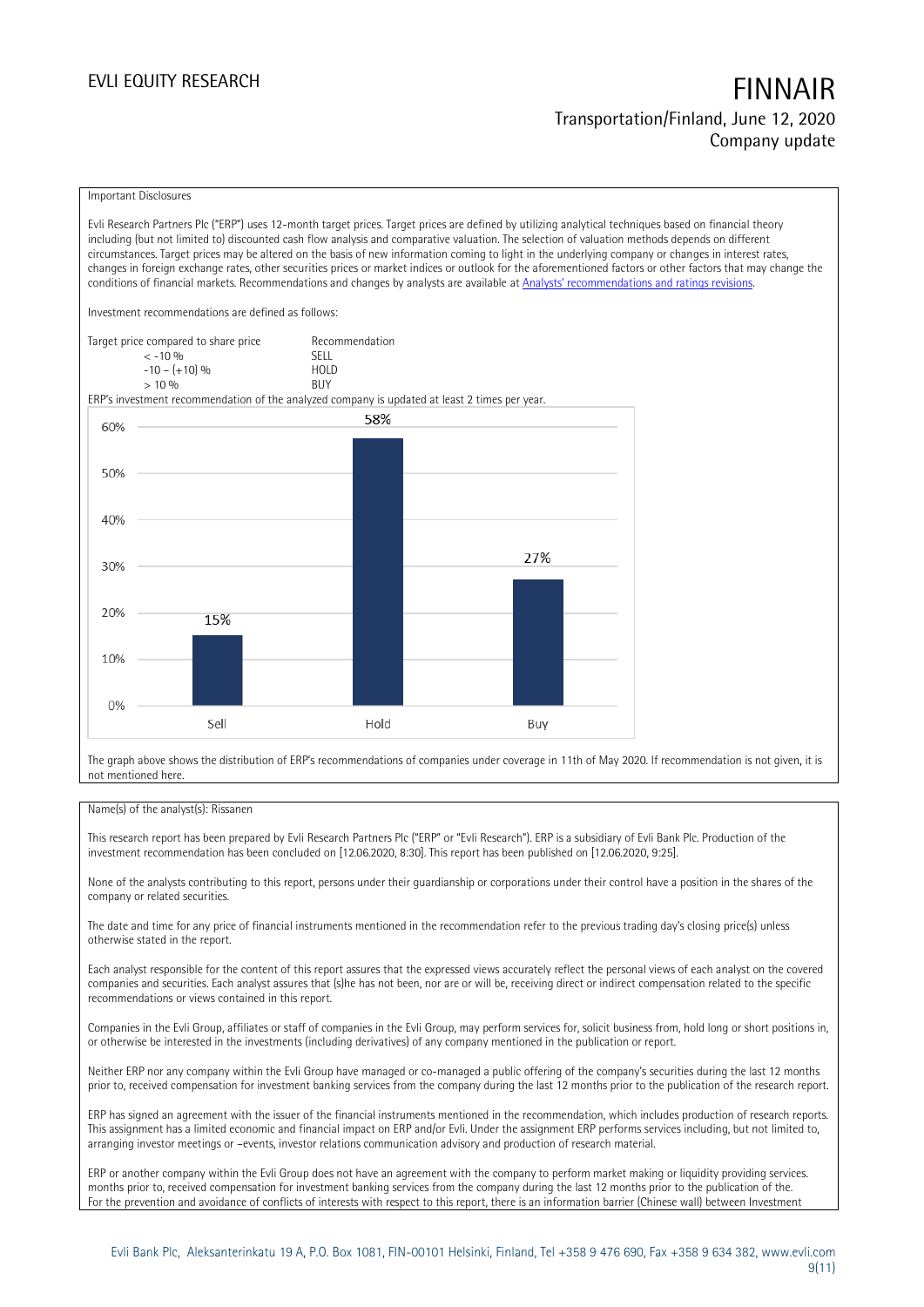Important Disclosures

Evli Research Partners Plc ("ERP") uses 12-month target prices. Target prices are defined by utilizing analytical techniques based on financial theory including (but not limited to) discounted cash flow analysis and comparative valuation. The selection of valuation methods depends on different circumstances. Target prices may be altered on the basis of new information coming to light in the underlying company or changes in interest rates, changes in foreign exchange rates, other securities prices or market indices or outlook for the aforementioned factors or other factors that may change the conditions of financial markets. Recommendations and changes by analysts are available at Analysts' recommendations and ratings revisions.

Investment recommendations are defined as follows:

| Target price compared to share price | Recommendation |
|---|---|
| < -10 % | SELL |
| -10 – (+10) % | HOLD |
| > 10 % | BUY |

ERP's investment recommendation of the analyzed company is updated at least 2 times per year.

| | Sell | Hold | Buy |
|---|---|---|---|
| Share | 15% | 58% | 27% |

The graph above shows the distribution of ERP's recommendations of companies under coverage in 11th of May 2020. If recommendation is not given, it is not mentioned here.

Name(s) of the analyst(s): Rissanen

This research report has been prepared by Evli Research Partners Plc ("ERP" or "Evli Research"). ERP is a subsidiary of Evli Bank Plc. Production of the investment recommendation has been concluded on [12.06.2020, 8:30]. This report has been published on [12.06.2020, 9:25].

None of the analysts contributing to this report, persons under their guardianship or corporations under their control have a position in the shares of the company or related securities.

The date and time for any price of financial instruments mentioned in the recommendation refer to the previous trading day's closing price(s) unless otherwise stated in the report.

Each analyst responsible for the content of this report assures that the expressed views accurately reflect the personal views of each analyst on the covered companies and securities. Each analyst assures that (s)he has not been, nor are or will be, receiving direct or indirect compensation related to the specific recommendations or views contained in this report.

Companies in the Evli Group, affiliates or staff of companies in the Evli Group, may perform services for, solicit business from, hold long or short positions in, or otherwise be interested in the investments (including derivatives) of any company mentioned in the publication or report.

Neither ERP nor any company within the Evli Group have managed or co-managed a public offering of the company's securities during the last 12 months prior to, received compensation for investment banking services from the company during the last 12 months prior to the publication of the research report.

ERP has signed an agreement with the issuer of the financial instruments mentioned in the recommendation, which includes production of research reports. This assignment has a limited economic and financial impact on ERP and/or Evli. Under the assignment ERP performs services including, but not limited to, arranging investor meetings or –events, investor relations communication advisory and production of research material.

ERP or another company within the Evli Group does not have an agreement with the company to perform market making or liquidity providing services. months prior to, received compensation for investment banking services from the company during the last 12 months prior to the publication of the.
For the prevention and avoidance of conflicts of interests with respect to this report, there is an information barrier (Chinese wall) between Investment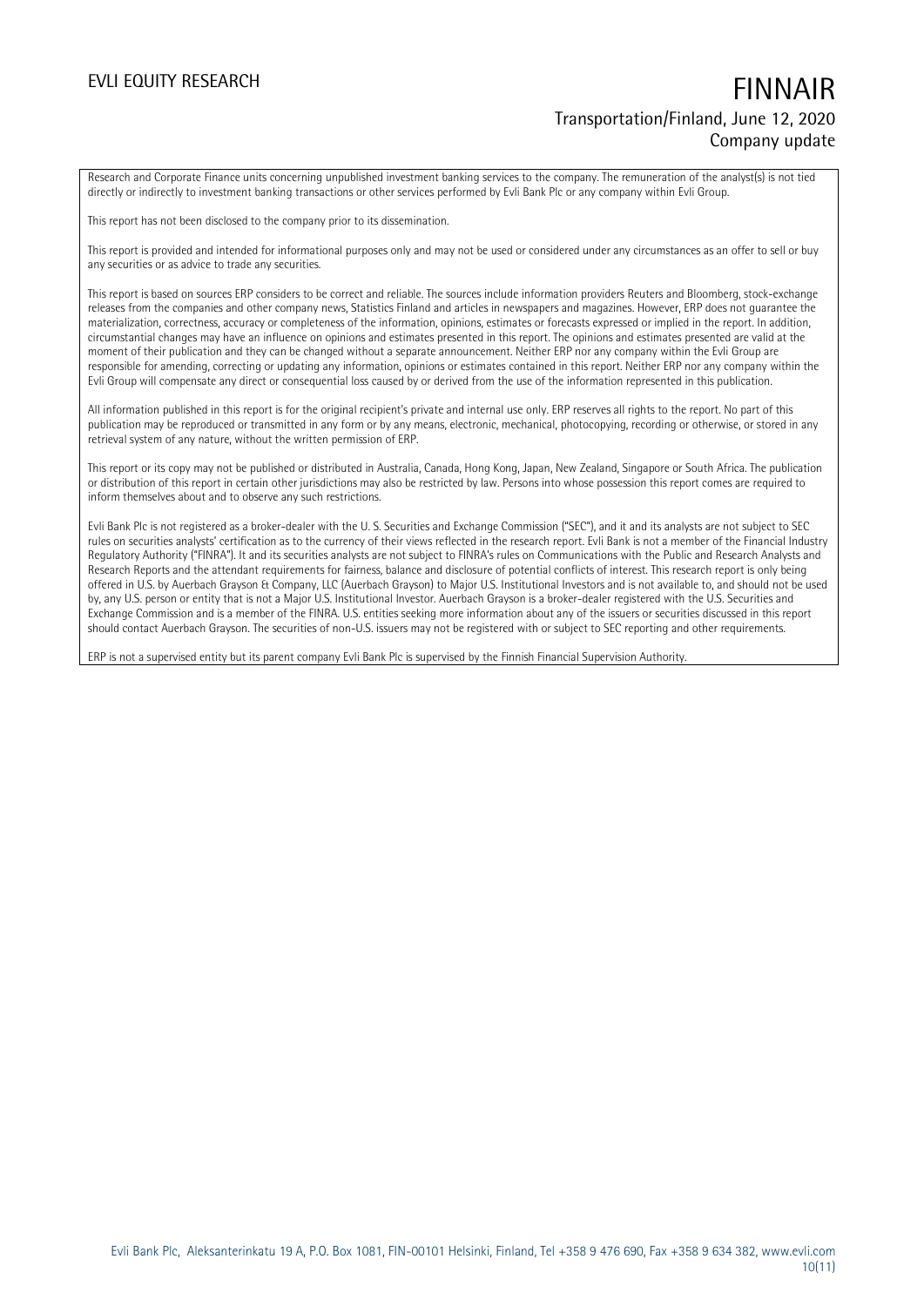Research and Corporate Finance units concerning unpublished investment banking services to the company. The remuneration of the analyst(s) is not tied directly or indirectly to investment banking transactions or other services performed by Evli Bank Plc or any company within Evli Group.

This report has not been disclosed to the company prior to its dissemination.

This report is provided and intended for informational purposes only and may not be used or considered under any circumstances as an offer to sell or buy any securities or as advice to trade any securities.

This report is based on sources ERP considers to be correct and reliable. The sources include information providers Reuters and Bloomberg, stock-exchange releases from the companies and other company news, Statistics Finland and articles in newspapers and magazines. However, ERP does not guarantee the materialization, correctness, accuracy or completeness of the information, opinions, estimates or forecasts expressed or implied in the report. In addition, circumstantial changes may have an influence on opinions and estimates presented in this report. The opinions and estimates presented are valid at the moment of their publication and they can be changed without a separate announcement. Neither ERP nor any company within the Evli Group are responsible for amending, correcting or updating any information, opinions or estimates contained in this report. Neither ERP nor any company within the Evli Group will compensate any direct or consequential loss caused by or derived from the use of the information represented in this publication.

All information published in this report is for the original recipient's private and internal use only. ERP reserves all rights to the report. No part of this publication may be reproduced or transmitted in any form or by any means, electronic, mechanical, photocopying, recording or otherwise, or stored in any retrieval system of any nature, without the written permission of ERP.

This report or its copy may not be published or distributed in Australia, Canada, Hong Kong, Japan, New Zealand, Singapore or South Africa. The publication or distribution of this report in certain other jurisdictions may also be restricted by law. Persons into whose possession this report comes are required to inform themselves about and to observe any such restrictions.

Evli Bank Plc is not registered as a broker-dealer with the U. S. Securities and Exchange Commission ("SEC"), and it and its analysts are not subject to SEC rules on securities analysts' certification as to the currency of their views reflected in the research report. Evli Bank is not a member of the Financial Industry Regulatory Authority ("FINRA"). It and its securities analysts are not subject to FINRA's rules on Communications with the Public and Research Analysts and Research Reports and the attendant requirements for fairness, balance and disclosure of potential conflicts of interest. This research report is only being offered in U.S. by Auerbach Grayson & Company, LLC (Auerbach Grayson) to Major U.S. Institutional Investors and is not available to, and should not be used by, any U.S. person or entity that is not a Major U.S. Institutional Investor. Auerbach Grayson is a broker-dealer registered with the U.S. Securities and Exchange Commission and is a member of the FINRA. U.S. entities seeking more information about any of the issuers or securities discussed in this report should contact Auerbach Grayson. The securities of non-U.S. issuers may not be registered with or subject to SEC reporting and other requirements.

ERP is not a supervised entity but its parent company Evli Bank Plc is supervised by the Finnish Financial Supervision Authority.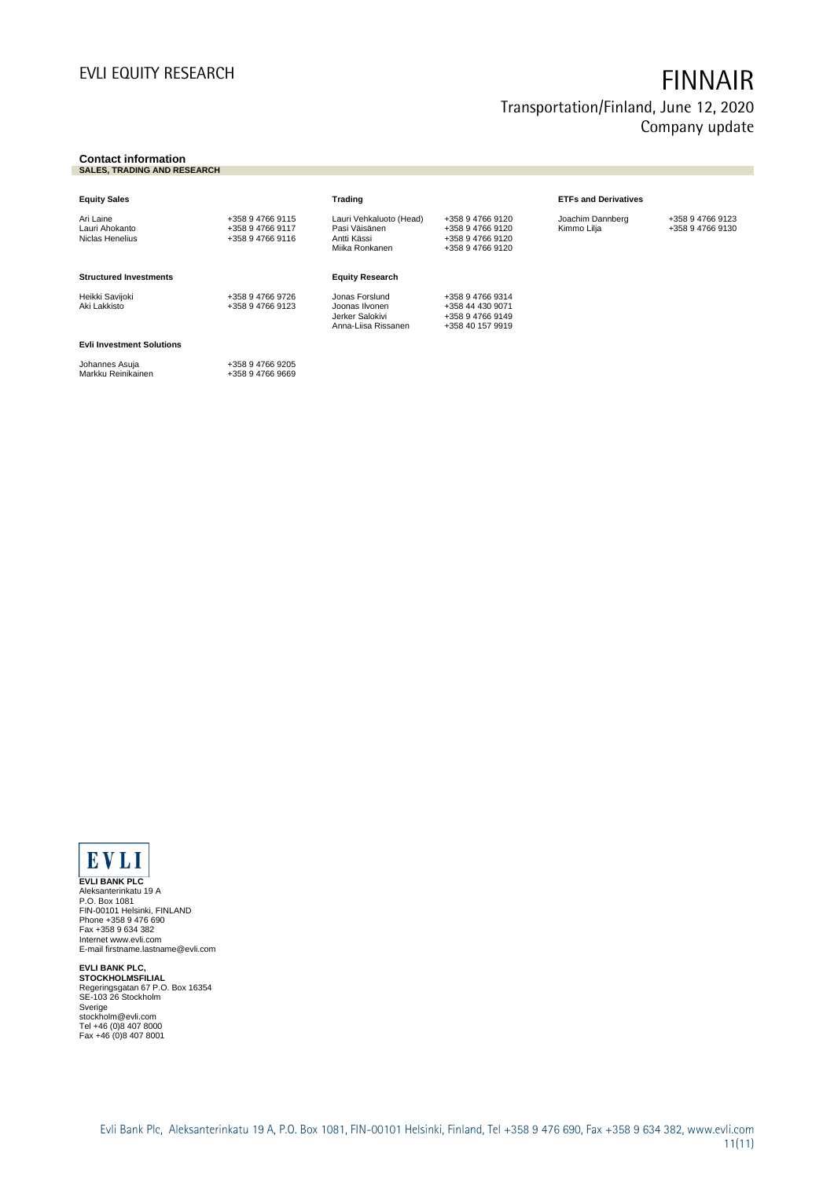# Contact information

**SALES, TRADING AND RESEARCH**

**Equity Sales**

| | |
|---|---|
| Ari Laine | +358 9 4766 9115 |
| Lauri Ahokanto | +358 9 4766 9117 |
| Niclas Henelius | +358 9 4766 9116 |

**Trading**

| | |
|---|---|
| Lauri Vehkaluoto (Head) | +358 9 4766 9120 |
| Pasi Väisänen | +358 9 4766 9120 |
| Antti Kässi | +358 9 4766 9120 |
| Miika Ronkanen | +358 9 4766 9120 |

**ETFs and Derivatives**

| | |
|---|---|
| Joachim Dannberg | +358 9 4766 9123 |
| Kimmo Lilja | +358 9 4766 9130 |

**Structured Investments**

| | |
|---|---|
| Heikki Savijoki | +358 9 4766 9726 |
| Aki Lakkisto | +358 9 4766 9123 |

**Equity Research**

| | |
|---|---|
| Jonas Forslund | +358 9 4766 9314 |
| Joonas Ilvonen | +358 44 430 9071 |
| Jerker Salokivi | +358 9 4766 9149 |
| Anna-Liisa Rissanen | +358 40 157 9919 |

**Evli Investment Solutions**

| | |
|---|---|
| Johannes Asuja | +358 9 4766 9205 |
| Markku Reinikainen | +358 9 4766 9669 |

**EVLI BANK PLC**
Aleksanterinkatu 19 A
P.O. Box 1081
FIN-00101 Helsinki, FINLAND
Phone +358 9 476 690
Fax +358 9 634 382
Internet www.evli.com
E-mail firstname.lastname@evli.com

**EVLI BANK PLC, STOCKHOLMSFILIAL**
Regeringsgatan 67 P.O. Box 16354
SE-103 26 Stockholm
Sverige
stockholm@evli.com
Tel +46 (0)8 407 8000
Fax +46 (0)8 407 8001